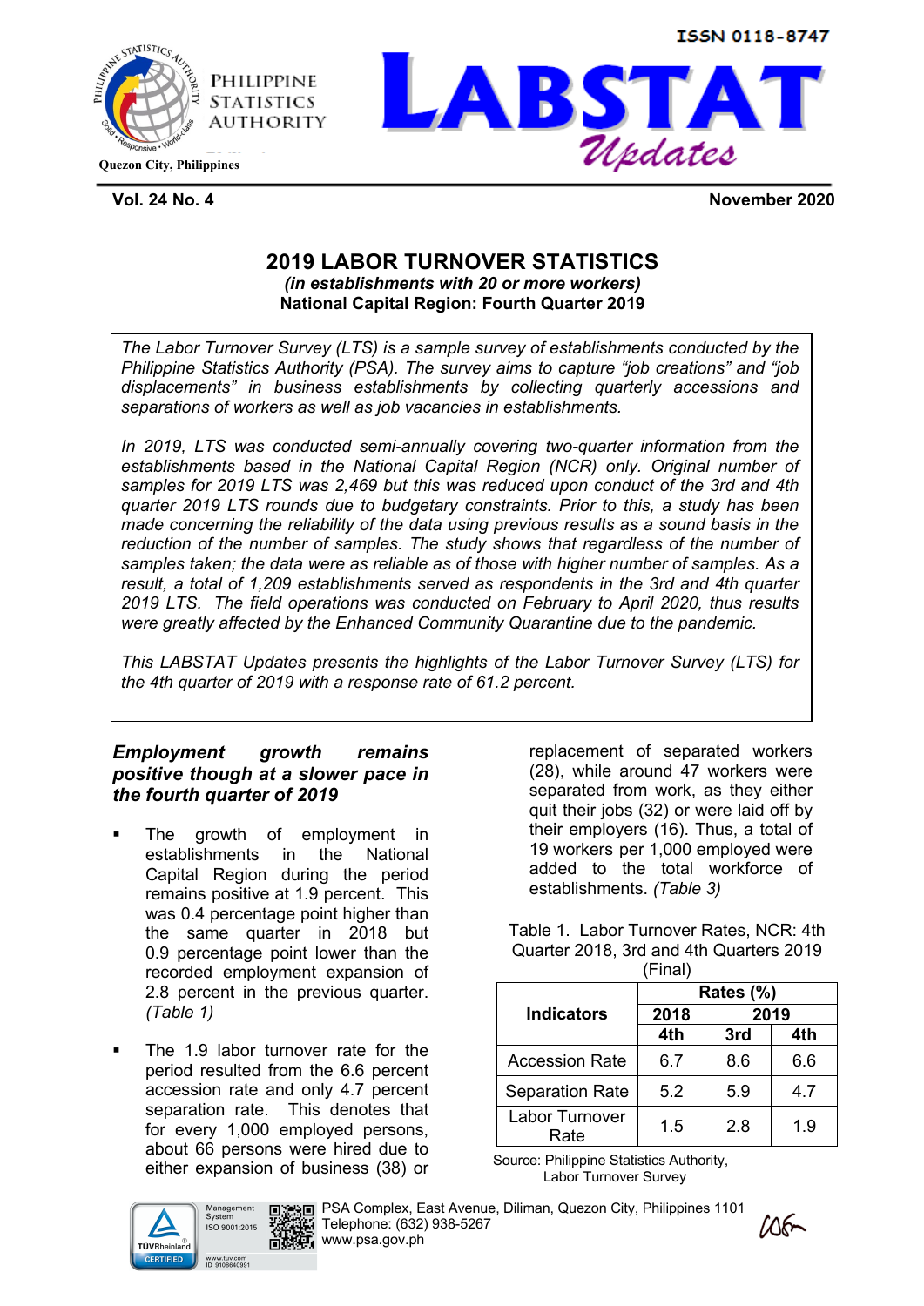PHILIPPINE STATISTICS AUTHORITY

Quezon City, Philippines

ISSN 0118-8747

# LABSTAT *Updates*

**Vol. 24 No. 4** **November 2020**

## 2019 LABOR TURNOVER STATISTICS

***(in establishments with 20 or more workers)***

**National Capital Region: Fourth Quarter 2019**

*The Labor Turnover Survey (LTS) is a sample survey of establishments conducted by the Philippine Statistics Authority (PSA). The survey aims to capture "job creations" and "job displacements" in business establishments by collecting quarterly accessions and separations of workers as well as job vacancies in establishments.*

*In 2019, LTS was conducted semi-annually covering two-quarter information from the establishments based in the National Capital Region (NCR) only. Original number of samples for 2019 LTS was 2,469 but this was reduced upon conduct of the 3rd and 4th quarter 2019 LTS rounds due to budgetary constraints. Prior to this, a study has been made concerning the reliability of the data using previous results as a sound basis in the reduction of the number of samples. The study shows that regardless of the number of samples taken; the data were as reliable as of those with higher number of samples. As a result, a total of 1,209 establishments served as respondents in the 3rd and 4th quarter 2019 LTS. The field operations was conducted on February to April 2020, thus results were greatly affected by the Enhanced Community Quarantine due to the pandemic.*

*This LABSTAT Updates presents the highlights of the Labor Turnover Survey (LTS) for the 4th quarter of 2019 with a response rate of 61.2 percent.*

### *Employment growth remains positive though at a slower pace in the fourth quarter of 2019*

- The growth of employment in establishments in the National Capital Region during the period remains positive at 1.9 percent. This was 0.4 percentage point higher than the same quarter in 2018 but 0.9 percentage point lower than the recorded employment expansion of 2.8 percent in the previous quarter. *(Table 1)*

- The 1.9 labor turnover rate for the period resulted from the 6.6 percent accession rate and only 4.7 percent separation rate. This denotes that for every 1,000 employed persons, about 66 persons were hired due to either expansion of business (38) or replacement of separated workers (28), while around 47 workers were separated from work, as they either quit their jobs (32) or were laid off by their employers (16). Thus, a total of 19 workers per 1,000 employed were added to the total workforce of establishments. *(Table 3)*

Table 1. Labor Turnover Rates, NCR: 4th Quarter 2018, 3rd and 4th Quarters 2019 (Final)

| Indicators | Rates (%) | | |
|---|---|---|---|
| | 2018 | 2019 | |
| | 4th | 3rd | 4th |
| Accession Rate | 6.7 | 8.6 | 6.6 |
| Separation Rate | 5.2 | 5.9 | 4.7 |
| Labor Turnover Rate | 1.5 | 2.8 | 1.9 |

Source: Philippine Statistics Authority, Labor Turnover Survey

PSA Complex, East Avenue, Diliman, Quezon City, Philippines 1101
Telephone: (632) 938-5267
www.psa.gov.ph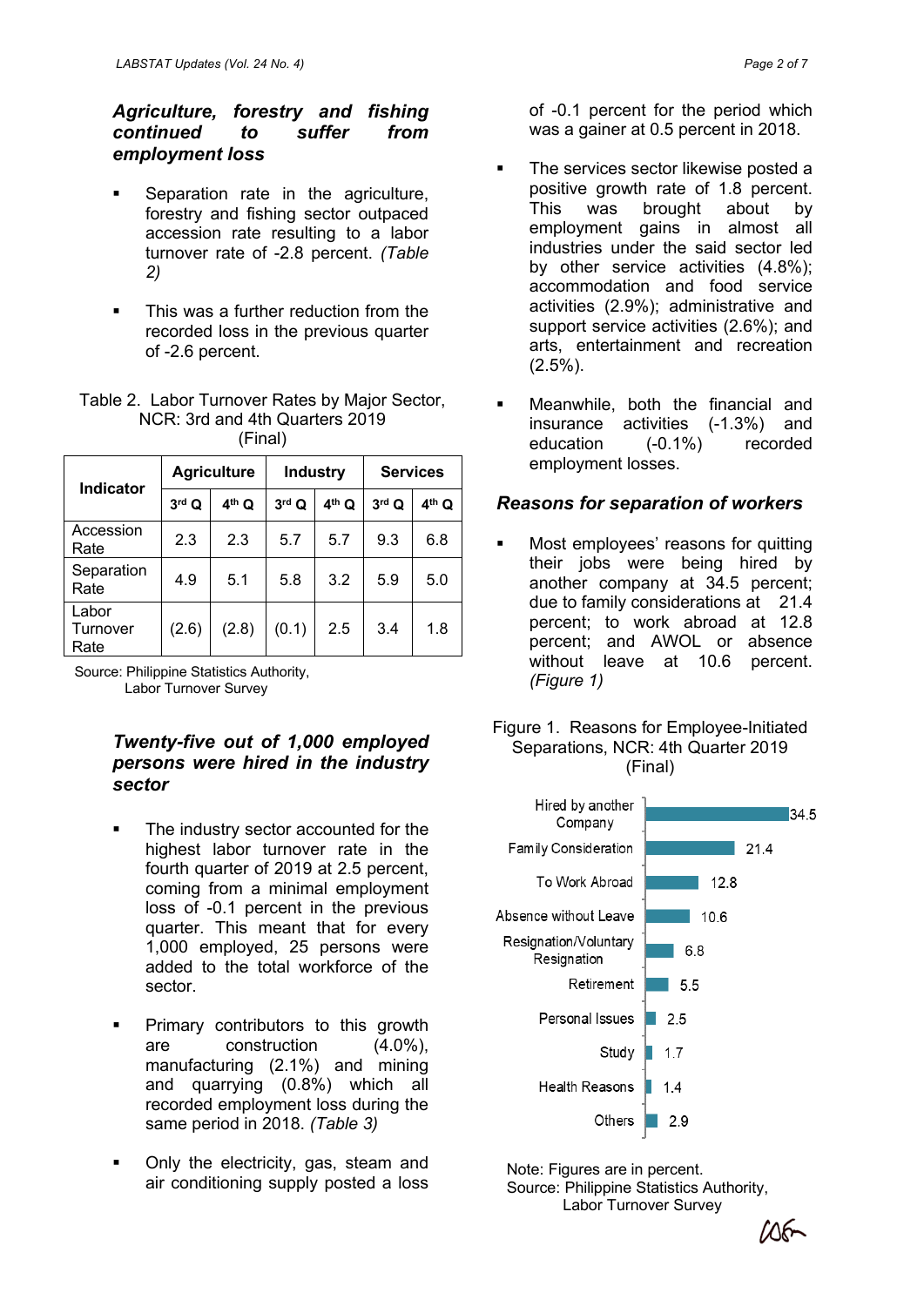### *Agriculture, forestry and fishing continued to suffer from employment loss*

- Separation rate in the agriculture, forestry and fishing sector outpaced accession rate resulting to a labor turnover rate of -2.8 percent. *(Table 2)*

- This was a further reduction from the recorded loss in the previous quarter of -2.6 percent.

Table 2. Labor Turnover Rates by Major Sector, NCR: 3rd and 4th Quarters 2019 (Final)

| Indicator | Agriculture | | Industry | | Services | |
|---|---|---|---|---|---|---|
| | 3rd Q | 4th Q | 3rd Q | 4th Q | 3rd Q | 4th Q |
| Accession Rate | 2.3 | 2.3 | 5.7 | 5.7 | 9.3 | 6.8 |
| Separation Rate | 4.9 | 5.1 | 5.8 | 3.2 | 5.9 | 5.0 |
| Labor Turnover Rate | (2.6) | (2.8) | (0.1) | 2.5 | 3.4 | 1.8 |

Source: Philippine Statistics Authority, Labor Turnover Survey

### *Twenty-five out of 1,000 employed persons were hired in the industry sector*

- The industry sector accounted for the highest labor turnover rate in the fourth quarter of 2019 at 2.5 percent, coming from a minimal employment loss of -0.1 percent in the previous quarter. This meant that for every 1,000 employed, 25 persons were added to the total workforce of the sector.

- Primary contributors to this growth are construction (4.0%), manufacturing (2.1%) and mining and quarrying (0.8%) which all recorded employment loss during the same period in 2018. *(Table 3)*

- Only the electricity, gas, steam and air conditioning supply posted a loss of -0.1 percent for the period which was a gainer at 0.5 percent in 2018.

- The services sector likewise posted a positive growth rate of 1.8 percent. This was brought about by employment gains in almost all industries under the said sector led by other service activities (4.8%); accommodation and food service activities (2.9%); administrative and support service activities (2.6%); and arts, entertainment and recreation (2.5%).

- Meanwhile, both the financial and insurance activities (-1.3%) and education (-0.1%) recorded employment losses.

### *Reasons for separation of workers*

- Most employees' reasons for quitting their jobs were being hired by another company at 34.5 percent; due to family considerations at 21.4 percent; to work abroad at 12.8 percent; and AWOL or absence without leave at 10.6 percent. *(Figure 1)*

Figure 1. Reasons for Employee-Initiated Separations, NCR: 4th Quarter 2019 (Final)

| Reason | Percent |
|---|---|
| Hired by another Company | 34.5 |
| Family Consideration | 21.4 |
| To Work Abroad | 12.8 |
| Absence without Leave | 10.6 |
| Resignation/Voluntary Resignation | 6.8 |
| Retirement | 5.5 |
| Personal Issues | 2.5 |
| Study | 1.7 |
| Health Reasons | 1.4 |
| Others | 2.9 |

Note: Figures are in percent.
Source: Philippine Statistics Authority, Labor Turnover Survey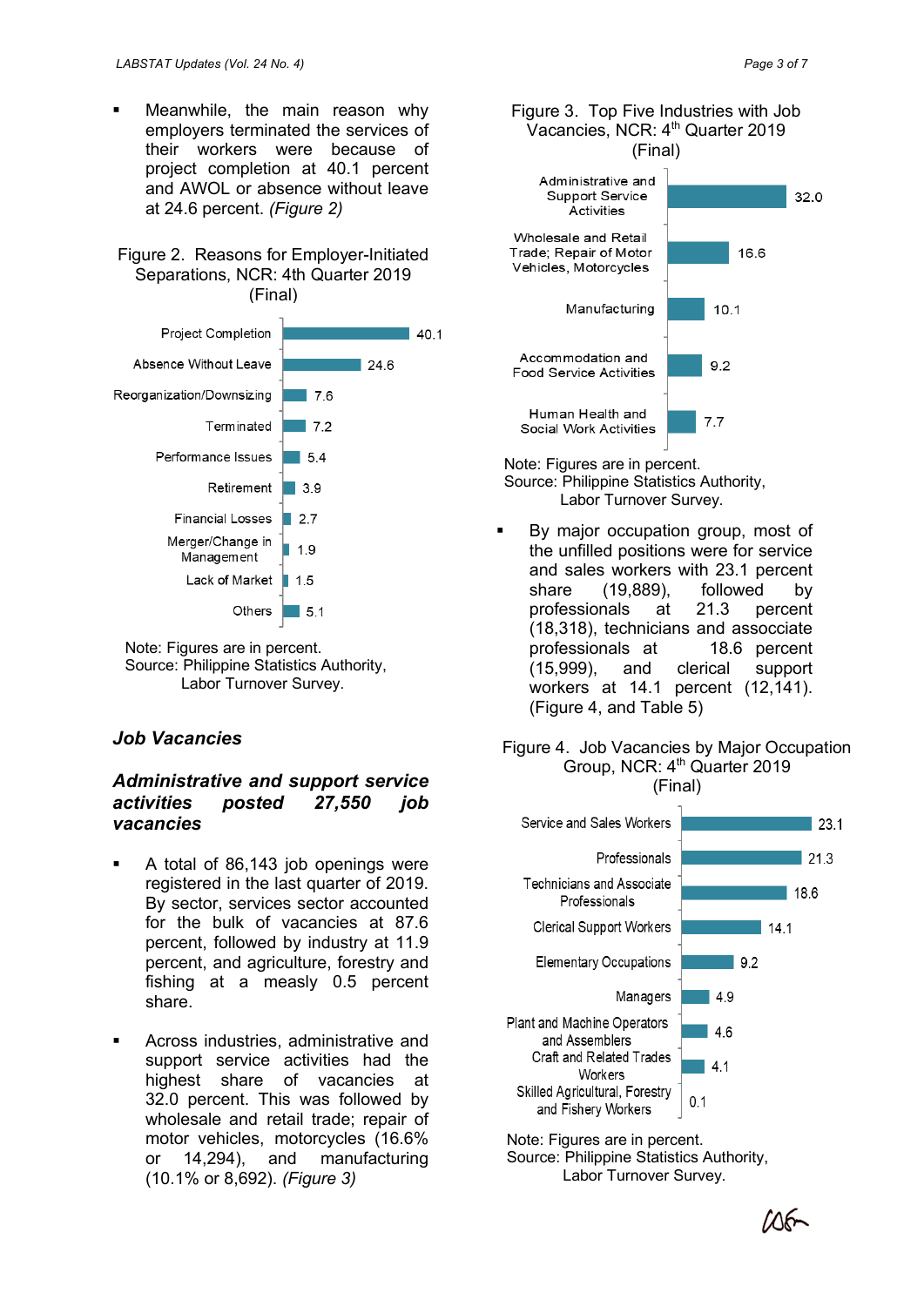- Meanwhile, the main reason why employers terminated the services of their workers were because of project completion at 40.1 percent and AWOL or absence without leave at 24.6 percent. *(Figure 2)*

Figure 2. Reasons for Employer-Initiated Separations, NCR: 4th Quarter 2019 (Final)

| Reason | Percent |
|---|---|
| Project Completion | 40.1 |
| Absence Without Leave | 24.6 |
| Reorganization/Downsizing | 7.6 |
| Terminated | 7.2 |
| Performance Issues | 5.4 |
| Retirement | 3.9 |
| Financial Losses | 2.7 |
| Merger/Change in Management | 1.9 |
| Lack of Market | 1.5 |
| Others | 5.1 |

Note: Figures are in percent.
Source: Philippine Statistics Authority, Labor Turnover Survey.

## *Job Vacancies*

### *Administrative and support service activities posted 27,550 job vacancies*

- A total of 86,143 job openings were registered in the last quarter of 2019. By sector, services sector accounted for the bulk of vacancies at 87.6 percent, followed by industry at 11.9 percent, and agriculture, forestry and fishing at a measly 0.5 percent share.

- Across industries, administrative and support service activities had the highest share of vacancies at 32.0 percent. This was followed by wholesale and retail trade; repair of motor vehicles, motorcycles (16.6% or 14,294), and manufacturing (10.1% or 8,692). *(Figure 3)*

Figure 3. Top Five Industries with Job Vacancies, NCR: 4th Quarter 2019 (Final)

| Industry | Percent |
|---|---|
| Administrative and Support Service Activities | 32.0 |
| Wholesale and Retail Trade; Repair of Motor Vehicles, Motorcycles | 16.6 |
| Manufacturing | 10.1 |
| Accommodation and Food Service Activities | 9.2 |
| Human Health and Social Work Activities | 7.7 |

Note: Figures are in percent.
Source: Philippine Statistics Authority, Labor Turnover Survey.

- By major occupation group, most of the unfilled positions were for service and sales workers with 23.1 percent share (19,889), followed by professionals at 21.3 percent (18,318), technicians and assocciate professionals at 18.6 percent (15,999), and clerical support workers at 14.1 percent (12,141). (Figure 4, and Table 5)

Figure 4. Job Vacancies by Major Occupation Group, NCR: 4th Quarter 2019 (Final)

| Major Occupation Group | Percent |
|---|---|
| Service and Sales Workers | 23.1 |
| Professionals | 21.3 |
| Technicians and Associate Professionals | 18.6 |
| Clerical Support Workers | 14.1 |
| Elementary Occupations | 9.2 |
| Managers | 4.9 |
| Plant and Machine Operators and Assemblers | 4.6 |
| Craft and Related Trades Workers | 4.1 |
| Skilled Agricultural, Forestry and Fishery Workers | 0.1 |

Note: Figures are in percent.
Source: Philippine Statistics Authority, Labor Turnover Survey.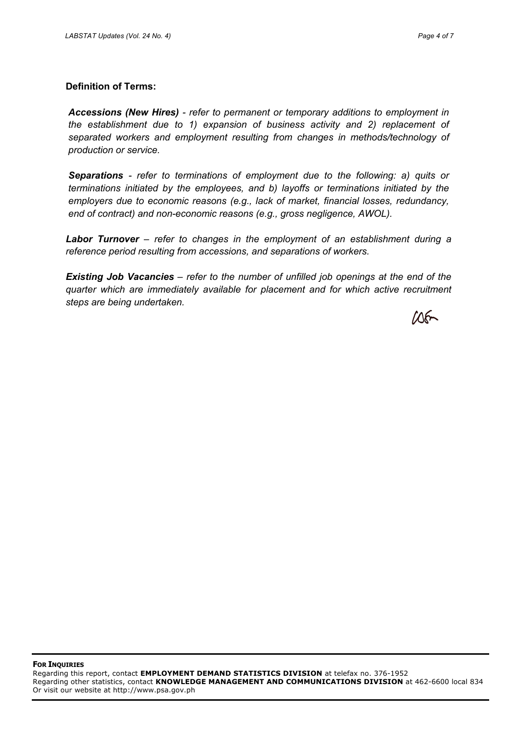**Definition of Terms:**

***Accessions (New Hires)*** *- refer to permanent or temporary additions to employment in the establishment due to 1) expansion of business activity and 2) replacement of separated workers and employment resulting from changes in methods/technology of production or service.*

***Separations*** *- refer to terminations of employment due to the following: a) quits or terminations initiated by the employees, and b) layoffs or terminations initiated by the employers due to economic reasons (e.g., lack of market, financial losses, redundancy, end of contract) and non-economic reasons (e.g., gross negligence, AWOL).*

***Labor Turnover*** *– refer to changes in the employment of an establishment during a reference period resulting from accessions, and separations of workers.*

***Existing Job Vacancies*** *– refer to the number of unfilled job openings at the end of the quarter which are immediately available for placement and for which active recruitment steps are being undertaken.*

**FOR INQUIRIES**

Regarding this report, contact **EMPLOYMENT DEMAND STATISTICS DIVISION** at telefax no. 376-1952
Regarding other statistics, contact **KNOWLEDGE MANAGEMENT AND COMMUNICATIONS DIVISION** at 462-6600 local 834
Or visit our website at http://www.psa.gov.ph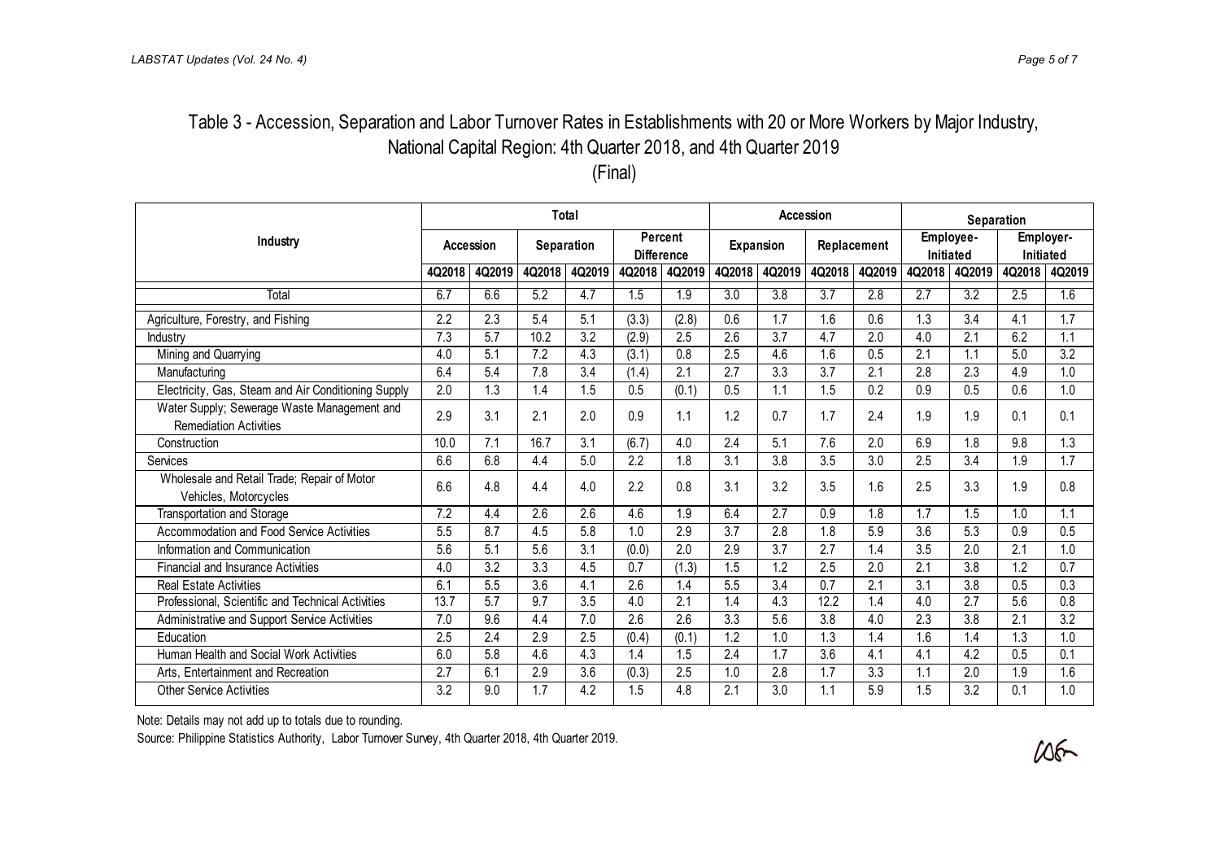## Table 3 - Accession, Separation and Labor Turnover Rates in Establishments with 20 or More Workers by Major Industry, National Capital Region: 4th Quarter 2018, and 4th Quarter 2019

(Final)

| Industry | Total | | | | | | Accession | | | | Separation | | | |
|---|---|---|---|---|---|---|---|---|---|---|---|---|---|---|
| | Accession | | Separation | | Percent Difference | | Expansion | | Replacement | | Employee-Initiated | | Employer-Initiated | |
| | 4Q2018 | 4Q2019 | 4Q2018 | 4Q2019 | 4Q2018 | 4Q2019 | 4Q2018 | 4Q2019 | 4Q2018 | 4Q2019 | 4Q2018 | 4Q2019 | 4Q2018 | 4Q2019 |
| Total | 6.7 | 6.6 | 5.2 | 4.7 | 1.5 | 1.9 | 3.0 | 3.8 | 3.7 | 2.8 | 2.7 | 3.2 | 2.5 | 1.6 |
| Agriculture, Forestry, and Fishing | 2.2 | 2.3 | 5.4 | 5.1 | (3.3) | (2.8) | 0.6 | 1.7 | 1.6 | 0.6 | 1.3 | 3.4 | 4.1 | 1.7 |
| Industry | 7.3 | 5.7 | 10.2 | 3.2 | (2.9) | 2.5 | 2.6 | 3.7 | 4.7 | 2.0 | 4.0 | 2.1 | 6.2 | 1.1 |
| Mining and Quarrying | 4.0 | 5.1 | 7.2 | 4.3 | (3.1) | 0.8 | 2.5 | 4.6 | 1.6 | 0.5 | 2.1 | 1.1 | 5.0 | 3.2 |
| Manufacturing | 6.4 | 5.4 | 7.8 | 3.4 | (1.4) | 2.1 | 2.7 | 3.3 | 3.7 | 2.1 | 2.8 | 2.3 | 4.9 | 1.0 |
| Electricity, Gas, Steam and Air Conditioning Supply | 2.0 | 1.3 | 1.4 | 1.5 | 0.5 | (0.1) | 0.5 | 1.1 | 1.5 | 0.2 | 0.9 | 0.5 | 0.6 | 1.0 |
| Water Supply; Sewerage Waste Management and Remediation Activities | 2.9 | 3.1 | 2.1 | 2.0 | 0.9 | 1.1 | 1.2 | 0.7 | 1.7 | 2.4 | 1.9 | 1.9 | 0.1 | 0.1 |
| Construction | 10.0 | 7.1 | 16.7 | 3.1 | (6.7) | 4.0 | 2.4 | 5.1 | 7.6 | 2.0 | 6.9 | 1.8 | 9.8 | 1.3 |
| Services | 6.6 | 6.8 | 4.4 | 5.0 | 2.2 | 1.8 | 3.1 | 3.8 | 3.5 | 3.0 | 2.5 | 3.4 | 1.9 | 1.7 |
| Wholesale and Retail Trade; Repair of Motor Vehicles, Motorcycles | 6.6 | 4.8 | 4.4 | 4.0 | 2.2 | 0.8 | 3.1 | 3.2 | 3.5 | 1.6 | 2.5 | 3.3 | 1.9 | 0.8 |
| Transportation and Storage | 7.2 | 4.4 | 2.6 | 2.6 | 4.6 | 1.9 | 6.4 | 2.7 | 0.9 | 1.8 | 1.7 | 1.5 | 1.0 | 1.1 |
| Accommodation and Food Service Activities | 5.5 | 8.7 | 4.5 | 5.8 | 1.0 | 2.9 | 3.7 | 2.8 | 1.8 | 5.9 | 3.6 | 5.3 | 0.9 | 0.5 |
| Information and Communication | 5.6 | 5.1 | 5.6 | 3.1 | (0.0) | 2.0 | 2.9 | 3.7 | 2.7 | 1.4 | 3.5 | 2.0 | 2.1 | 1.0 |
| Financial and Insurance Activities | 4.0 | 3.2 | 3.3 | 4.5 | 0.7 | (1.3) | 1.5 | 1.2 | 2.5 | 2.0 | 2.1 | 3.8 | 1.2 | 0.7 |
| Real Estate Activities | 6.1 | 5.5 | 3.6 | 4.1 | 2.6 | 1.4 | 5.5 | 3.4 | 0.7 | 2.1 | 3.1 | 3.8 | 0.5 | 0.3 |
| Professional, Scientific and Technical Activities | 13.7 | 5.7 | 9.7 | 3.5 | 4.0 | 2.1 | 1.4 | 4.3 | 12.2 | 1.4 | 4.0 | 2.7 | 5.6 | 0.8 |
| Administrative and Support Service Activities | 7.0 | 9.6 | 4.4 | 7.0 | 2.6 | 2.6 | 3.3 | 5.6 | 3.8 | 4.0 | 2.3 | 3.8 | 2.1 | 3.2 |
| Education | 2.5 | 2.4 | 2.9 | 2.5 | (0.4) | (0.1) | 1.2 | 1.0 | 1.3 | 1.4 | 1.6 | 1.4 | 1.3 | 1.0 |
| Human Health and Social Work Activities | 6.0 | 5.8 | 4.6 | 4.3 | 1.4 | 1.5 | 2.4 | 1.7 | 3.6 | 4.1 | 4.1 | 4.2 | 0.5 | 0.1 |
| Arts, Entertainment and Recreation | 2.7 | 6.1 | 2.9 | 3.6 | (0.3) | 2.5 | 1.0 | 2.8 | 1.7 | 3.3 | 1.1 | 2.0 | 1.9 | 1.6 |
| Other Service Activities | 3.2 | 9.0 | 1.7 | 4.2 | 1.5 | 4.8 | 2.1 | 3.0 | 1.1 | 5.9 | 1.5 | 3.2 | 0.1 | 1.0 |

Note: Details may not add up to totals due to rounding.

Source: Philippine Statistics Authority, Labor Turnover Survey, 4th Quarter 2018, 4th Quarter 2019.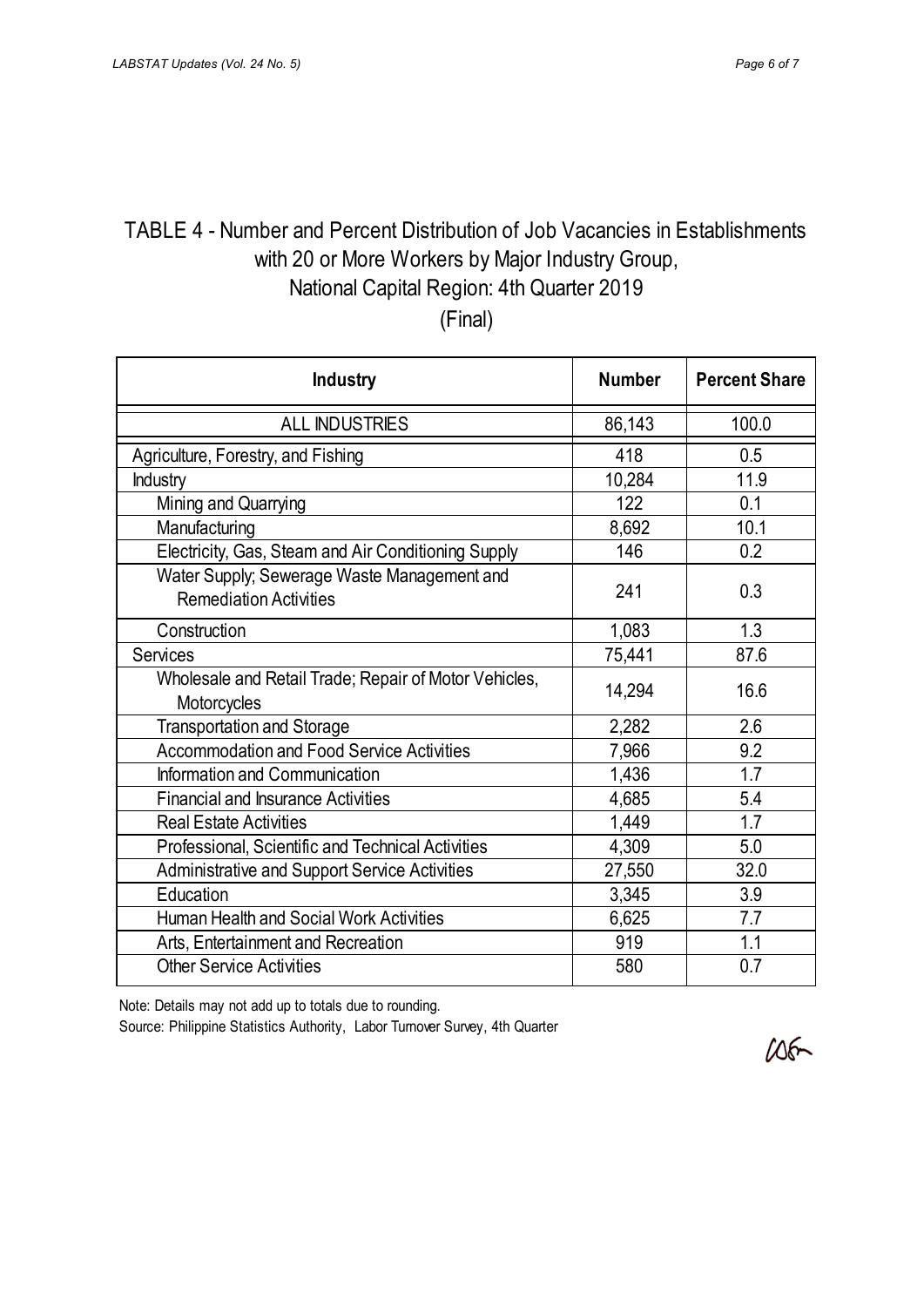# TABLE 4 - Number and Percent Distribution of Job Vacancies in Establishments with 20 or More Workers by Major Industry Group, National Capital Region: 4th Quarter 2019 (Final)

| Industry | Number | Percent Share |
|---|---|---|
| ALL INDUSTRIES | 86,143 | 100.0 |
| Agriculture, Forestry, and Fishing | 418 | 0.5 |
| Industry | 10,284 | 11.9 |
| Mining and Quarrying | 122 | 0.1 |
| Manufacturing | 8,692 | 10.1 |
| Electricity, Gas, Steam and Air Conditioning Supply | 146 | 0.2 |
| Water Supply; Sewerage Waste Management and Remediation Activities | 241 | 0.3 |
| Construction | 1,083 | 1.3 |
| Services | 75,441 | 87.6 |
| Wholesale and Retail Trade; Repair of Motor Vehicles, Motorcycles | 14,294 | 16.6 |
| Transportation and Storage | 2,282 | 2.6 |
| Accommodation and Food Service Activities | 7,966 | 9.2 |
| Information and Communication | 1,436 | 1.7 |
| Financial and Insurance Activities | 4,685 | 5.4 |
| Real Estate Activities | 1,449 | 1.7 |
| Professional, Scientific and Technical Activities | 4,309 | 5.0 |
| Administrative and Support Service Activities | 27,550 | 32.0 |
| Education | 3,345 | 3.9 |
| Human Health and Social Work Activities | 6,625 | 7.7 |
| Arts, Entertainment and Recreation | 919 | 1.1 |
| Other Service Activities | 580 | 0.7 |

Note: Details may not add up to totals due to rounding.

Source: Philippine Statistics Authority, Labor Turnover Survey, 4th Quarter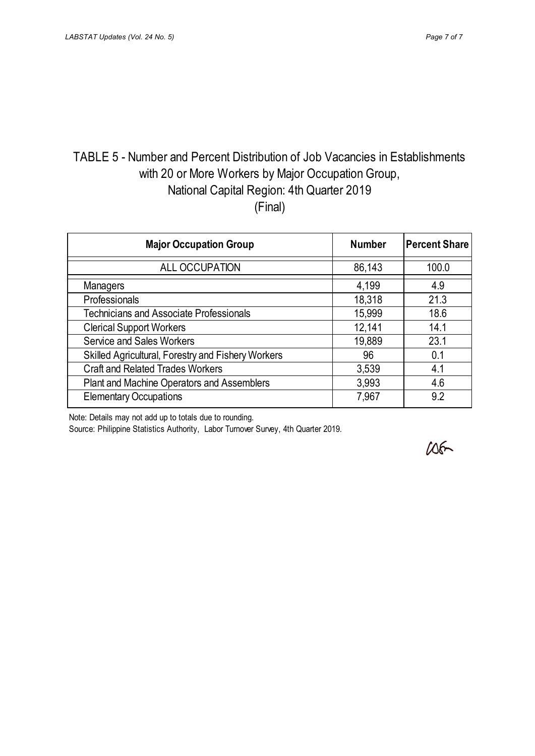# TABLE 5 - Number and Percent Distribution of Job Vacancies in Establishments with 20 or More Workers by Major Occupation Group, National Capital Region: 4th Quarter 2019
(Final)

| Major Occupation Group | Number | Percent Share |
|---|---|---|
| ALL OCCUPATION | 86,143 | 100.0 |
| Managers | 4,199 | 4.9 |
| Professionals | 18,318 | 21.3 |
| Technicians and Associate Professionals | 15,999 | 18.6 |
| Clerical Support Workers | 12,141 | 14.1 |
| Service and Sales Workers | 19,889 | 23.1 |
| Skilled Agricultural, Forestry and Fishery Workers | 96 | 0.1 |
| Craft and Related Trades Workers | 3,539 | 4.1 |
| Plant and Machine Operators and Assemblers | 3,993 | 4.6 |
| Elementary Occupations | 7,967 | 9.2 |

Note: Details may not add up to totals due to rounding.

Source: Philippine Statistics Authority, Labor Turnover Survey, 4th Quarter 2019.